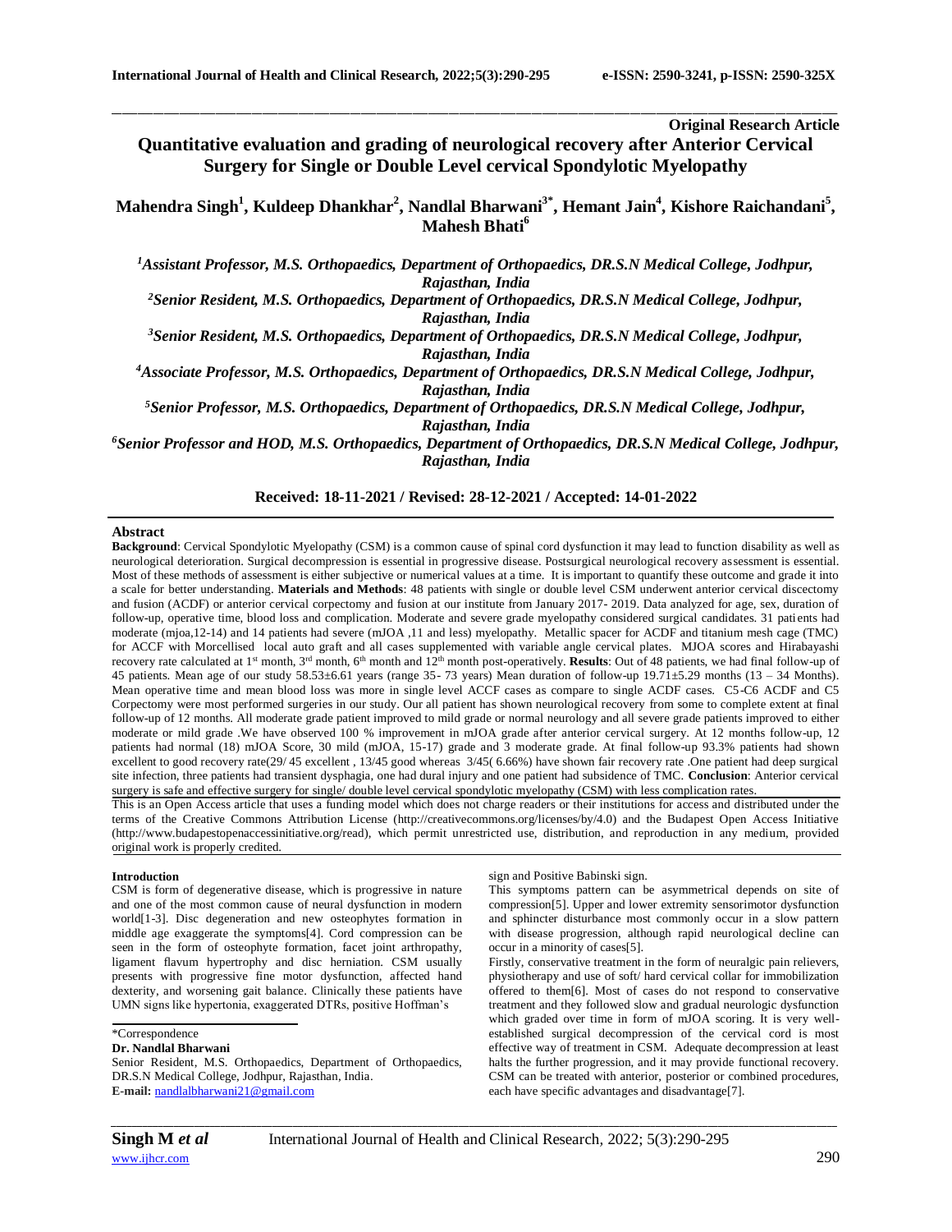**Original Research Article**

# Quantitative evaluation and grading of neurological recovery after Anterior Cervical Surgery for Single or Double Level cervical Spondylotic Myelopathy

**Mahendra Singh[1], Kuldeep Dhankhar[2], Nandlal Bharwani[3*], Hemant Jain[4], Kishore Raichandani[5], Mahesh Bhati[6]**

*[1]Assistant Professor, M.S. Orthopaedics, Department of Orthopaedics, DR.S.N Medical College, Jodhpur, Rajasthan, India*

*[2]Senior Resident, M.S. Orthopaedics, Department of Orthopaedics, DR.S.N Medical College, Jodhpur, Rajasthan, India*

*[3]Senior Resident, M.S. Orthopaedics, Department of Orthopaedics, DR.S.N Medical College, Jodhpur, Rajasthan, India*

*[4]Associate Professor, M.S. Orthopaedics, Department of Orthopaedics, DR.S.N Medical College, Jodhpur, Rajasthan, India*

*[5]Senior Professor, M.S. Orthopaedics, Department of Orthopaedics, DR.S.N Medical College, Jodhpur, Rajasthan, India*

*[6]Senior Professor and HOD, M.S. Orthopaedics, Department of Orthopaedics, DR.S.N Medical College, Jodhpur, Rajasthan, India*

**Received: 18-11-2021 / Revised: 28-12-2021 / Accepted: 14-01-2022**

## Abstract

**Background**: Cervical Spondylotic Myelopathy (CSM) is a common cause of spinal cord dysfunction it may lead to function disability as well as neurological deterioration. Surgical decompression is essential in progressive disease. Postsurgical neurological recovery assessment is essential. Most of these methods of assessment is either subjective or numerical values at a time. It is important to quantify these outcome and grade it into a scale for better understanding. **Materials and Methods**: 48 patients with single or double level CSM underwent anterior cervical discectomy and fusion (ACDF) or anterior cervical corpectomy and fusion at our institute from January 2017- 2019. Data analyzed for age, sex, duration of follow-up, operative time, blood loss and complication. Moderate and severe grade myelopathy considered surgical candidates. 31 patients had moderate (mjoa,12-14) and 14 patients had severe (mJOA ,11 and less) myelopathy. Metallic spacer for ACDF and titanium mesh cage (TMC) for ACCF with Morcellised local auto graft and all cases supplemented with variable angle cervical plates. MJOA scores and Hirabayashi recovery rate calculated at 1st month, 3rd month, 6th month and 12th month post-operatively. **Results**: Out of 48 patients, we had final follow-up of 45 patients. Mean age of our study 58.53±6.61 years (range 35- 73 years) Mean duration of follow-up 19.71±5.29 months (13 – 34 Months). Mean operative time and mean blood loss was more in single level ACCF cases as compare to single ACDF cases. C5-C6 ACDF and C5 Corpectomy were most performed surgeries in our study. Our all patient has shown neurological recovery from some to complete extent at final follow-up of 12 months. All moderate grade patient improved to mild grade or normal neurology and all severe grade patients improved to either moderate or mild grade .We have observed 100 % improvement in mJOA grade after anterior cervical surgery. At 12 months follow-up, 12 patients had normal (18) mJOA Score, 30 mild (mJOA, 15-17) grade and 3 moderate grade. At final follow-up 93.3% patients had shown excellent to good recovery rate(29/ 45 excellent , 13/45 good whereas 3/45( 6.66%) have shown fair recovery rate .One patient had deep surgical site infection, three patients had transient dysphagia, one had dural injury and one patient had subsidence of TMC. **Conclusion**: Anterior cervical surgery is safe and effective surgery for single/ double level cervical spondylotic myelopathy (CSM) with less complication rates.

This is an Open Access article that uses a funding model which does not charge readers or their institutions for access and distributed under the terms of the Creative Commons Attribution License (http://creativecommons.org/licenses/by/4.0) and the Budapest Open Access Initiative (http://www.budapestopenaccessinitiative.org/read), which permit unrestricted use, distribution, and reproduction in any medium, provided original work is properly credited.

## Introduction

CSM is form of degenerative disease, which is progressive in nature and one of the most common cause of neural dysfunction in modern world[1-3]. Disc degeneration and new osteophytes formation in middle age exaggerate the symptoms[4]. Cord compression can be seen in the form of osteophyte formation, facet joint arthropathy, ligament flavum hypertrophy and disc herniation. CSM usually presents with progressive fine motor dysfunction, affected hand dexterity, and worsening gait balance. Clinically these patients have UMN signs like hypertonia, exaggerated DTRs, positive Hoffman's sign and Positive Babinski sign.

This symptoms pattern can be asymmetrical depends on site of compression[5]. Upper and lower extremity sensorimotor dysfunction and sphincter disturbance most commonly occur in a slow pattern with disease progression, although rapid neurological decline can occur in a minority of cases[5].

Firstly, conservative treatment in the form of neuralgic pain relievers, physiotherapy and use of soft/ hard cervical collar for immobilization offered to them[6]. Most of cases do not respond to conservative treatment and they followed slow and gradual neurologic dysfunction which graded over time in form of mJOA scoring. It is very well-established surgical decompression of the cervical cord is most effective way of treatment in CSM. Adequate decompression at least halts the further progression, and it may provide functional recovery. CSM can be treated with anterior, posterior or combined procedures, each have specific advantages and disadvantage[7].

\*Correspondence

**Dr. Nandlal Bharwani**

Senior Resident, M.S. Orthopaedics, Department of Orthopaedics, DR.S.N Medical College, Jodhpur, Rajasthan, India.

**E-mail:** nandlalbharwani21@gmail.com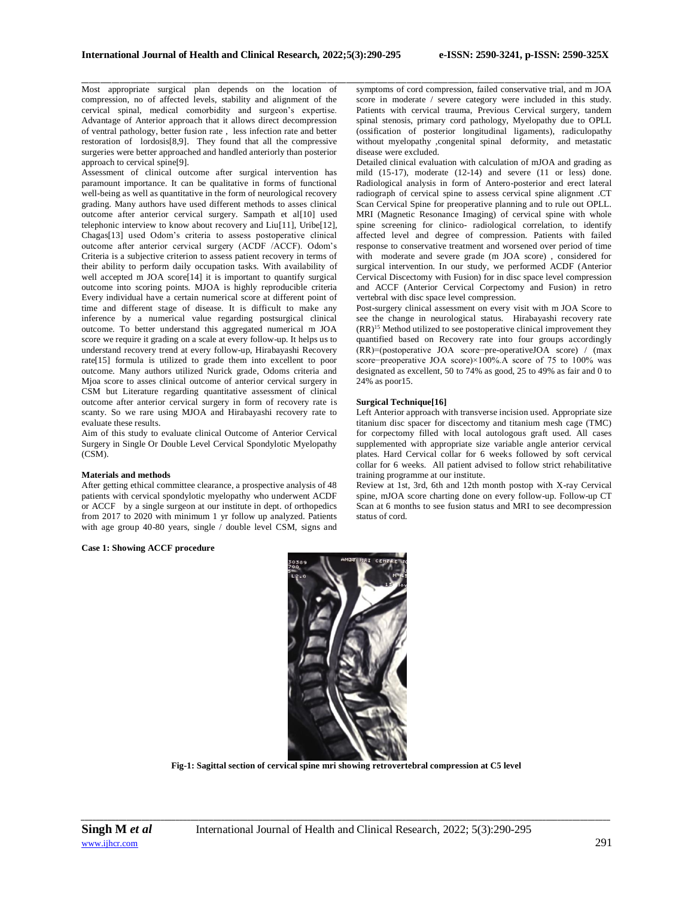Most appropriate surgical plan depends on the location of compression, no of affected levels, stability and alignment of the cervical spinal, medical comorbidity and surgeon's expertise. Advantage of Anterior approach that it allows direct decompression of ventral pathology, better fusion rate , less infection rate and better restoration of lordosis[8,9]. They found that all the compressive surgeries were better approached and handled anteriorly than posterior approach to cervical spine[9].

Assessment of clinical outcome after surgical intervention has paramount importance. It can be qualitative in forms of functional well-being as well as quantitative in the form of neurological recovery grading. Many authors have used different methods to asses clinical outcome after anterior cervical surgery. Sampath et al[10] used telephonic interview to know about recovery and Liu[11], Uribe[12], Chagas[13] used Odom's criteria to assess postoperative clinical outcome after anterior cervical surgery (ACDF /ACCF). Odom's Criteria is a subjective criterion to assess patient recovery in terms of their ability to perform daily occupation tasks. With availability of well accepted m JOA score[14] it is important to quantify surgical outcome into scoring points. MJOA is highly reproducible criteria Every individual have a certain numerical score at different point of time and different stage of disease. It is difficult to make any inference by a numerical value regarding postsurgical clinical outcome. To better understand this aggregated numerical m JOA score we require it grading on a scale at every follow-up. It helps us to understand recovery trend at every follow-up, Hirabayashi Recovery rate[15] formula is utilized to grade them into excellent to poor outcome. Many authors utilized Nurick grade, Odoms criteria and Mjoa score to asses clinical outcome of anterior cervical surgery in CSM but Literature regarding quantitative assessment of clinical outcome after anterior cervical surgery in form of recovery rate is scanty. So we rare using MJOA and Hirabayashi recovery rate to evaluate these results.

Aim of this study to evaluate clinical Outcome of Anterior Cervical Surgery in Single Or Double Level Cervical Spondylotic Myelopathy (CSM).

**Materials and methods**

After getting ethical committee clearance, a prospective analysis of 48 patients with cervical spondylotic myelopathy who underwent ACDF or ACCF by a single surgeon at our institute in dept. of orthopedics from 2017 to 2020 with minimum 1 yr follow up analyzed. Patients with age group 40-80 years, single / double level CSM, signs and symptoms of cord compression, failed conservative trial, and m JOA score in moderate / severe category were included in this study. Patients with cervical trauma, Previous Cervical surgery, tandem spinal stenosis, primary cord pathology, Myelopathy due to OPLL (ossification of posterior longitudinal ligaments), radiculopathy without myelopathy ,congenital spinal deformity, and metastatic disease were excluded.

Detailed clinical evaluation with calculation of mJOA and grading as mild (15-17), moderate (12-14) and severe (11 or less) done. Radiological analysis in form of Antero-posterior and erect lateral radiograph of cervical spine to assess cervical spine alignment .CT Scan Cervical Spine for preoperative planning and to rule out OPLL. MRI (Magnetic Resonance Imaging) of cervical spine with whole spine screening for clinico- radiological correlation, to identify affected level and degree of compression. Patients with failed response to conservative treatment and worsened over period of time with moderate and severe grade (m JOA score) , considered for surgical intervention. In our study, we performed ACDF (Anterior Cervical Discectomy with Fusion) for in disc space level compression and ACCF (Anterior Cervical Corpectomy and Fusion) in retro vertebral with disc space level compression.

Post-surgery clinical assessment on every visit with m JOA Score to see the change in neurological status. Hirabayashi recovery rate (RR)[15] Method utilized to see postoperative clinical improvement they quantified based on Recovery rate into four groups accordingly (RR)=(postoperative JOA score−pre-operativeJOA score) / (max score−preoperative JOA score)×100%.A score of 75 to 100% was designated as excellent, 50 to 74% as good, 25 to 49% as fair and 0 to 24% as poor15.

**Surgical Technique[16]**

Left Anterior approach with transverse incision used. Appropriate size titanium disc spacer for discectomy and titanium mesh cage (TMC) for corpectomy filled with local autologous graft used. All cases supplemented with appropriate size variable angle anterior cervical plates. Hard Cervical collar for 6 weeks followed by soft cervical collar for 6 weeks. All patient advised to follow strict rehabilitative training programme at our institute.

Review at 1st, 3rd, 6th and 12th month postop with X-ray Cervical spine, mJOA score charting done on every follow-up. Follow-up CT Scan at 6 months to see fusion status and MRI to see decompression status of cord.

**Case 1: Showing ACCF procedure**

**Fig-1: Sagittal section of cervical spine mri showing retrovertebral compression at C5 level**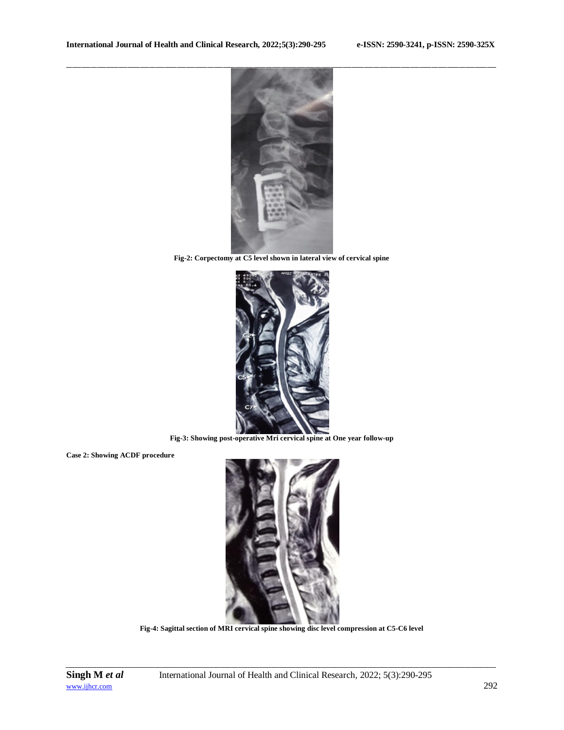Fig-2: Corpectomy at C5 level shown in lateral view of cervical spine

Fig-3: Showing post-operative Mri cervical spine at One year follow-up

**Case 2: Showing ACDF procedure**

Fig-4: Sagittal section of MRI cervical spine showing disc level compression at C5-C6 level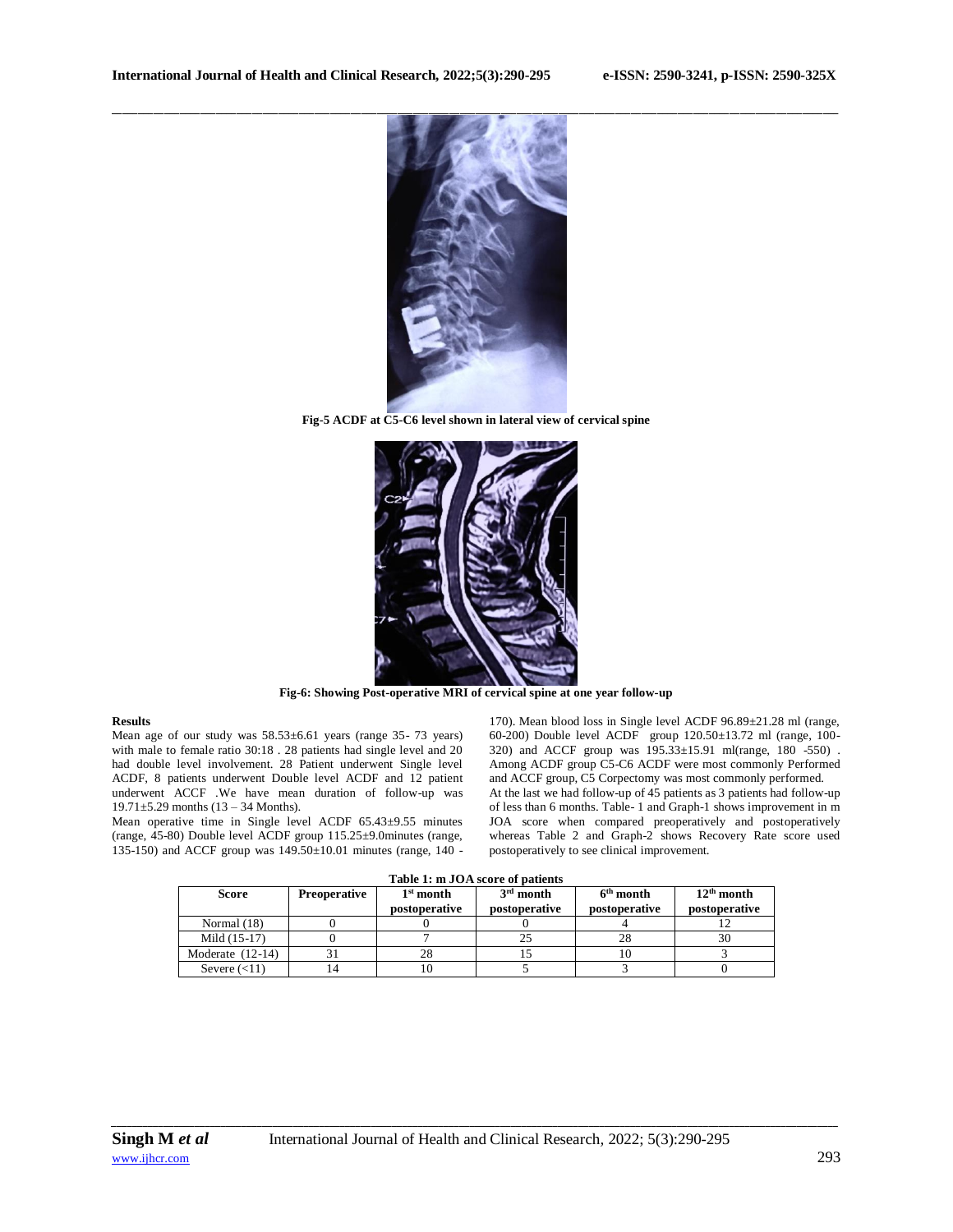Fig-5 ACDF at C5-C6 level shown in lateral view of cervical spine

Fig-6: Showing Post-operative MRI of cervical spine at one year follow-up

**Results**

Mean age of our study was 58.53±6.61 years (range 35- 73 years) with male to female ratio 30:18 . 28 patients had single level and 20 had double level involvement. 28 Patient underwent Single level ACDF, 8 patients underwent Double level ACDF and 12 patient underwent ACCF .We have mean duration of follow-up was 19.71±5.29 months (13 – 34 Months).

Mean operative time in Single level ACDF 65.43±9.55 minutes (range, 45-80) Double level ACDF group 115.25±9.0minutes (range, 135-150) and ACCF group was 149.50±10.01 minutes (range, 140 - 170). Mean blood loss in Single level ACDF 96.89±21.28 ml (range, 60-200) Double level ACDF group 120.50±13.72 ml (range, 100-320) and ACCF group was 195.33±15.91 ml(range, 180 -550) . Among ACDF group C5-C6 ACDF were most commonly Performed and ACCF group, C5 Corpectomy was most commonly performed.

At the last we had follow-up of 45 patients as 3 patients had follow-up of less than 6 months. Table- 1 and Graph-1 shows improvement in m JOA score when compared preoperatively and postoperatively whereas Table 2 and Graph-2 shows Recovery Rate score used postoperatively to see clinical improvement.

**Table 1: m JOA score of patients**

| Score | Preoperative | 1st month postoperative | 3rd month postoperative | 6th month postoperative | 12th month postoperative |
|---|---|---|---|---|---|
| Normal (18) | 0 | 0 | 0 | 4 | 12 |
| Mild (15-17) | 0 | 7 | 25 | 28 | 30 |
| Moderate (12-14) | 31 | 28 | 15 | 10 | 3 |
| Severe (<11) | 14 | 10 | 5 | 3 | 0 |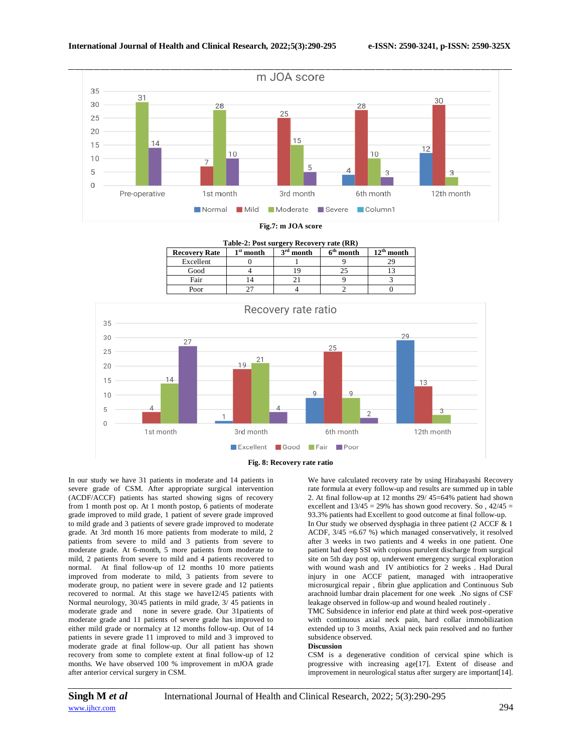Fig.7: m JOA score

**Table-2: Post surgery Recovery rate (RR)**

| Recovery Rate | 1st month | 3rd month | 6th month | 12th month |
|---|---|---|---|---|
| Excellent | 0 | 1 | 9 | 29 |
| Good | 4 | 19 | 25 | 13 |
| Fair | 14 | 21 | 9 | 3 |
| Poor | 27 | 4 | 2 | 0 |

Fig. 8: Recovery rate ratio

In our study we have 31 patients in moderate and 14 patients in severe grade of CSM. After appropriate surgical intervention (ACDF/ACCF) patients has started showing signs of recovery from 1 month post op. At 1 month postop, 6 patients of moderate grade improved to mild grade, 1 patient of severe grade improved to mild grade and 3 patients of severe grade improved to moderate grade. At 3rd month 16 more patients from moderate to mild, 2 patients from severe to mild and 3 patients from severe to moderate grade. At 6-month, 5 more patients from moderate to mild, 2 patients from severe to mild and 4 patients recovered to normal. At final follow-up of 12 months 10 more patients improved from moderate to mild, 3 patients from severe to moderate group, no patient were in severe grade and 12 patients recovered to normal. At this stage we have12/45 patients with Normal neurology, 30/45 patients in mild grade, 3/ 45 patients in moderate grade and none in severe grade. Our 31patients of moderate grade and 11 patients of severe grade has improved to either mild grade or normalcy at 12 months follow-up. Out of 14 patients in severe grade 11 improved to mild and 3 improved to moderate grade at final follow-up. Our all patient has shown recovery from some to complete extent at final follow-up of 12 months. We have observed 100 % improvement in mJOA grade after anterior cervical surgery in CSM.

We have calculated recovery rate by using Hirabayashi Recovery rate formula at every follow-up and results are summed up in table 2. At final follow-up at 12 months 29/ 45=64% patient had shown excellent and 13/45 = 29% has shown good recovery. So , 42/45 = 93.3% patients had Excellent to good outcome at final follow-up.

In Our study we observed dysphagia in three patient (2 ACCF & 1 ACDF, 3/45 =6.67 %) which managed conservatively, it resolved after 3 weeks in two patients and 4 weeks in one patient. One patient had deep SSI with copious purulent discharge from surgical site on 5th day post op, underwent emergency surgical exploration with wound wash and IV antibiotics for 2 weeks . Had Dural injury in one ACCF patient, managed with intraoperative microsurgical repair , fibrin glue application and Continuous Sub arachnoid lumbar drain placement for one week .No signs of CSF leakage observed in follow-up and wound healed routinely .

TMC Subsidence in inferior end plate at third week post-operative with continuous axial neck pain, hard collar immobilization extended up to 3 months, Axial neck pain resolved and no further subsidence observed.

**Discussion**

CSM is a degenerative condition of cervical spine which is progressive with increasing age[17]. Extent of disease and improvement in neurological status after surgery are important[14].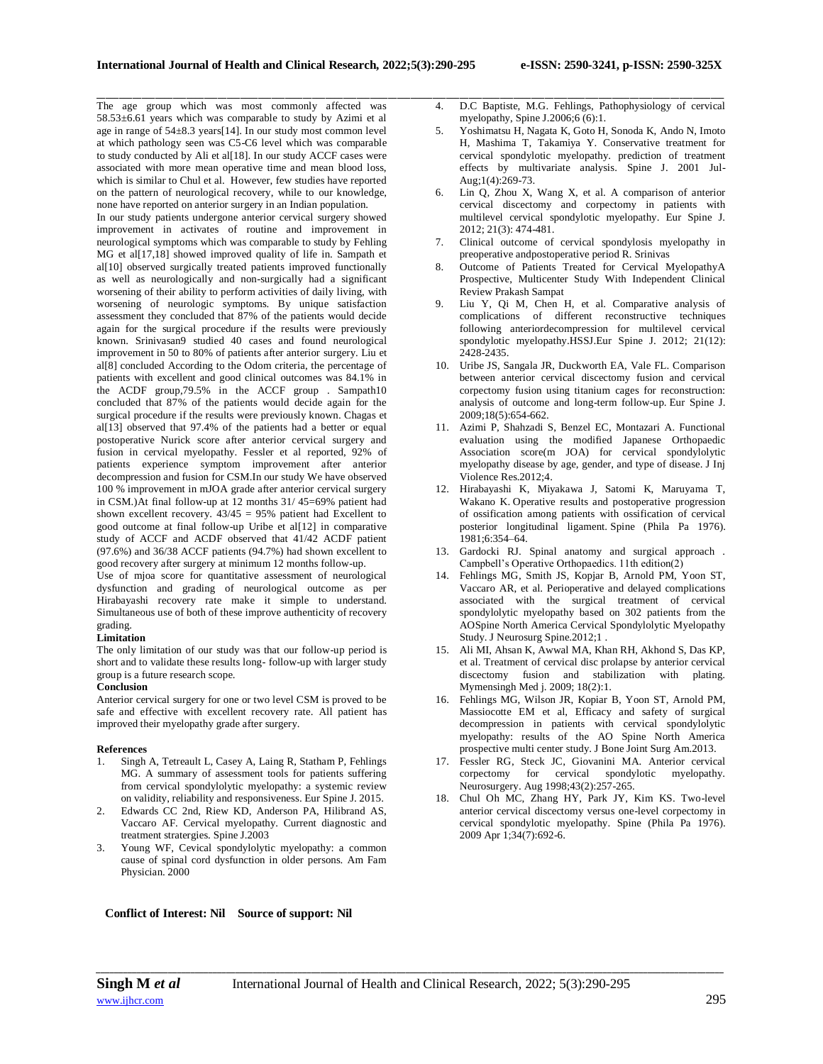The age group which was most commonly affected was 58.53±6.61 years which was comparable to study by Azimi et al age in range of 54±8.3 years[14]. In our study most common level at which pathology seen was C5-C6 level which was comparable to study conducted by Ali et al[18]. In our study ACCF cases were associated with more mean operative time and mean blood loss, which is similar to Chul et al. However, few studies have reported on the pattern of neurological recovery, while to our knowledge, none have reported on anterior surgery in an Indian population.

In our study patients undergone anterior cervical surgery showed improvement in activates of routine and improvement in neurological symptoms which was comparable to study by Fehling MG et al[17,18] showed improved quality of life in. Sampath et al[10] observed surgically treated patients improved functionally as well as neurologically and non-surgically had a significant worsening of their ability to perform activities of daily living, with worsening of neurologic symptoms. By unique satisfaction assessment they concluded that 87% of the patients would decide again for the surgical procedure if the results were previously known. Srinivasan9 studied 40 cases and found neurological improvement in 50 to 80% of patients after anterior surgery. Liu et al[8] concluded According to the Odom criteria, the percentage of patients with excellent and good clinical outcomes was 84.1% in the ACDF group,79.5% in the ACCF group . Sampath10 concluded that 87% of the patients would decide again for the surgical procedure if the results were previously known. Chagas et al[13] observed that 97.4% of the patients had a better or equal postoperative Nurick score after anterior cervical surgery and fusion in cervical myelopathy. Fessler et al reported, 92% of patients experience symptom improvement after anterior decompression and fusion for CSM.In our study We have observed 100 % improvement in mJOA grade after anterior cervical surgery in CSM.)At final follow-up at 12 months 31/ 45=69% patient had shown excellent recovery. 43/45 = 95% patient had Excellent to good outcome at final follow-up Uribe et al[12] in comparative study of ACCF and ACDF observed that 41/42 ACDF patient (97.6%) and 36/38 ACCF patients (94.7%) had shown excellent to good recovery after surgery at minimum 12 months follow-up.

Use of mjoa score for quantitative assessment of neurological dysfunction and grading of neurological outcome as per Hirabayashi recovery rate make it simple to understand. Simultaneous use of both of these improve authenticity of recovery grading.

**Limitation**

The only limitation of our study was that our follow-up period is short and to validate these results long- follow-up with larger study group is a future research scope.

**Conclusion**

Anterior cervical surgery for one or two level CSM is proved to be safe and effective with excellent recovery rate. All patient has improved their myelopathy grade after surgery.

**References**

1. Singh A, Tetreault L, Casey A, Laing R, Statham P, Fehlings MG. A summary of assessment tools for patients suffering from cervical spondylolytic myelopathy: a systemic review on validity, reliability and responsiveness. Eur Spine J. 2015.
2. Edwards CC 2nd, Riew KD, Anderson PA, Hilibrand AS, Vaccaro AF. Cervical myelopathy. Current diagnostic and treatment stratergies. Spine J.2003
3. Young WF, Cevical spondylolytic myelopathy: a common cause of spinal cord dysfunction in older persons. Am Fam Physician. 2000
4. D.C Baptiste, M.G. Fehlings, Pathophysiology of cervical myelopathy, Spine J.2006;6 (6):1.
5. Yoshimatsu H, Nagata K, Goto H, Sonoda K, Ando N, Imoto H, Mashima T, Takamiya Y. Conservative treatment for cervical spondylotic myelopathy. prediction of treatment effects by multivariate analysis. Spine J. 2001 Jul-Aug;1(4):269-73.
6. Lin Q, Zhou X, Wang X, et al. A comparison of anterior cervical discectomy and corpectomy in patients with multilevel cervical spondylotic myelopathy. Eur Spine J. 2012; 21(3): 474-481.
7. Clinical outcome of cervical spondylosis myelopathy in preoperative andpostoperative period R. Srinivas
8. Outcome of Patients Treated for Cervical MyelopathyA Prospective, Multicenter Study With Independent Clinical Review Prakash Sampat
9. Liu Y, Qi M, Chen H, et al. Comparative analysis of complications of different reconstructive techniques following anteriordecompression for multilevel cervical spondylotic myelopathy.HSSJ.Eur Spine J. 2012; 21(12): 2428-2435.
10. Uribe JS, Sangala JR, Duckworth EA, Vale FL. Comparison between anterior cervical discectomy fusion and cervical corpectomy fusion using titanium cages for reconstruction: analysis of outcome and long-term follow-up. Eur Spine J. 2009;18(5):654-662.
11. Azimi P, Shahzadi S, Benzel EC, Montazari A. Functional evaluation using the modified Japanese Orthopaedic Association score(m JOA) for cervical spondylolytic myelopathy disease by age, gender, and type of disease. J Inj Violence Res.2012;4.
12. Hirabayashi K, Miyakawa J, Satomi K, Maruyama T, Wakano K. Operative results and postoperative progression of ossification among patients with ossification of cervical posterior longitudinal ligament. Spine (Phila Pa 1976). 1981;6:354–64.
13. Gardocki RJ. Spinal anatomy and surgical approach . Campbell's Operative Orthopaedics. 11th edition(2)
14. Fehlings MG, Smith JS, Kopjar B, Arnold PM, Yoon ST, Vaccaro AR, et al. Perioperative and delayed complications associated with the surgical treatment of cervical spondylolytic myelopathy based on 302 patients from the AOSpine North America Cervical Spondylolytic Myelopathy Study. J Neurosurg Spine.2012;1 .
15. Ali MI, Ahsan K, Awwal MA, Khan RH, Akhond S, Das KP, et al. Treatment of cervical disc prolapse by anterior cervical discectomy fusion and stabilization with plating. Mymensingh Med j. 2009; 18(2):1.
16. Fehlings MG, Wilson JR, Kopiar B, Yoon ST, Arnold PM, Massiocotte EM et al, Efficacy and safety of surgical decompression in patients with cervical spondylolytic myelopathy: results of the AO Spine North America prospective multi center study. J Bone Joint Surg Am.2013.
17. Fessler RG, Steck JC, Giovanini MA. Anterior cervical corpectomy for cervical spondylotic myelopathy. Neurosurgery. Aug 1998;43(2):257-265.
18. Chul Oh MC, Zhang HY, Park JY, Kim KS. Two-level anterior cervical discectomy versus one-level corpectomy in cervical spondylotic myelopathy. Spine (Phila Pa 1976). 2009 Apr 1;34(7):692-6.

**Conflict of Interest: Nil Source of support: Nil**